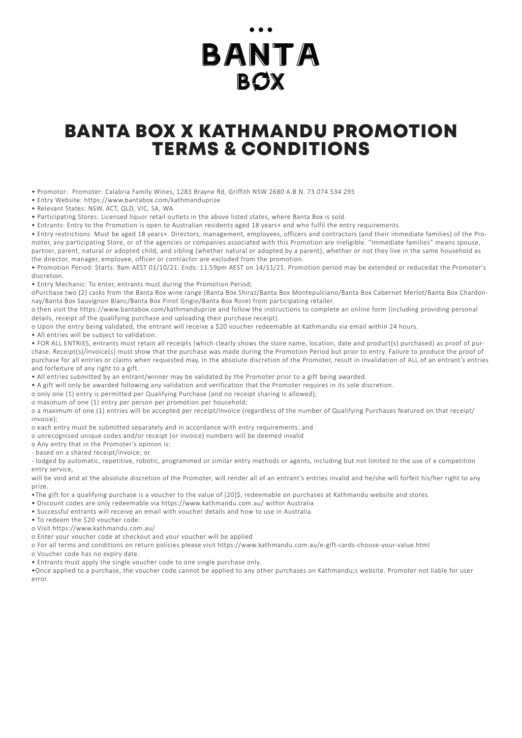# BANTA BOX

# BANTA BOX X KATHMANDU PROMOTION TERMS & CONDITIONS

- Promotor: Promoter: Calabria Family Wines, 1283 Brayne Rd, Griffith NSW 2680 A.B.N. 73 074 534 295
- Entry Website: https://www.bantabox.com/kathmanduprize
- Relevant States: NSW, ACT, QLD, VIC, SA, WA
- Participating Stores: Licensed liquor retail outlets in the above listed states, where Banta Box is sold.
- Entrants: Entry to the Promotion is open to Australian residents aged 18 years+ and who fulfil the entry requirements.
- Entry restrictions: Must be aged 18 years+. Directors, management, employees, officers and contractors (and their immediate families) of the Promoter, any participating Store, or of the agencies or companies associated with this Promotion are ineligible. "Immediate families" means spouse, partner, parent, natural or adopted child, and sibling (whether natural or adopted by a parent), whether or not they live in the same household as the director, manager, employee, officer or contractor are excluded from the promotion.
- Promotion Period: Starts: 9am AEST 01/10/21. Ends: 11.59pm AEST on 14/11/21. Promotion period may be extended or reducedat the Promoter's discretion.
- Entry Mechanic: To enter, entrants must during the Promotion Period;
  - Purchase two (2) casks from the Banta Box wine range (Banta Box Shiraz/Banta Box Montepulciano/Banta Box Cabernet Merlot/Banta Box Chardonnay/Banta Box Sauvignon Blanc/Banta Box Pinot Grigio/Banta Box Rose) from participating retailer.
  - then visit the https://www.bantabox.com/kathmanduprize and follow the instructions to complete an online form (including providing personal details, receipt of the qualifying purchase and uploading their purchase receipt).
  - Upon the entry being validated, the entrant will receive a $20 voucher redeemable at Kathmandu via email within 24 hours.
- All entries will be subject to validation.
- FOR ALL ENTRIES, entrants must retain all receipts (which clearly shows the store name, location, date and product(s) purchased) as proof of purchase. Receipt(s)/invoice(s) must show that the purchase was made during the Promotion Period but prior to entry. Failure to produce the proof of purchase for all entries or claims when requested may, in the absolute discretion of the Promoter, result in invalidation of ALL of an entrant's entries and forfeiture of any right to a gift.
- All entries submitted by an entrant/winner may be validated by the Promoter prior to a gift being awarded.
- A gift will only be awarded following any validation and verification that the Promoter requires in its sole discretion.
  - only one (1) entry is permitted per Qualifying Purchase (and no receipt sharing is allowed);
  - maximum of one (1) entry per person per promotion per household;
  - a maximum of one (1) entries will be accepted per receipt/invoice (regardless of the number of Qualifying Purchases featured on that receipt/invoice);
  - each entry must be submitted separately and in accordance with entry requirements; and
  - unrecognised unique codes and/or receipt (or invoice) numbers will be deemed invalid
  - Any entry that in the Promoter's opinion is:
    - based on a shared receipt/invoice; or
    - lodged by automatic, repetitive, robotic, programmed or similar entry methods or agents, including but not limited to the use of a competition entry service,

  will be void and at the absolute discretion of the Promoter, will render all of an entrant's entries invalid and he/she will forfeit his/her right to any prize.
- The gift for a qualifying purchase is a voucher to the value of [20]$, redeemable on purchases at Kathmandu website and stores.
- Discount codes are only redeemable via https://www.kathmandu.com.au/ within Australia
- Successful entrants will receive an email with voucher details and how to use in Australia.
- To redeem the $20 voucher code:
  - Visit https://www.kathmandu.com.au/
  - Enter your voucher code at checkout and your voucher will be applied
  - For all terms and conditions on return policies please visit https://www.kathmandu.com.au/e-gift-cards-choose-your-value.html
  - Voucher code has no expiry date.
- Entrants must apply the single voucher code to one single purchase only.
- Once applied to a purchase, the voucher code cannot be applied to any other purchases on Kathmandu;s website. Promoter not liable for user error.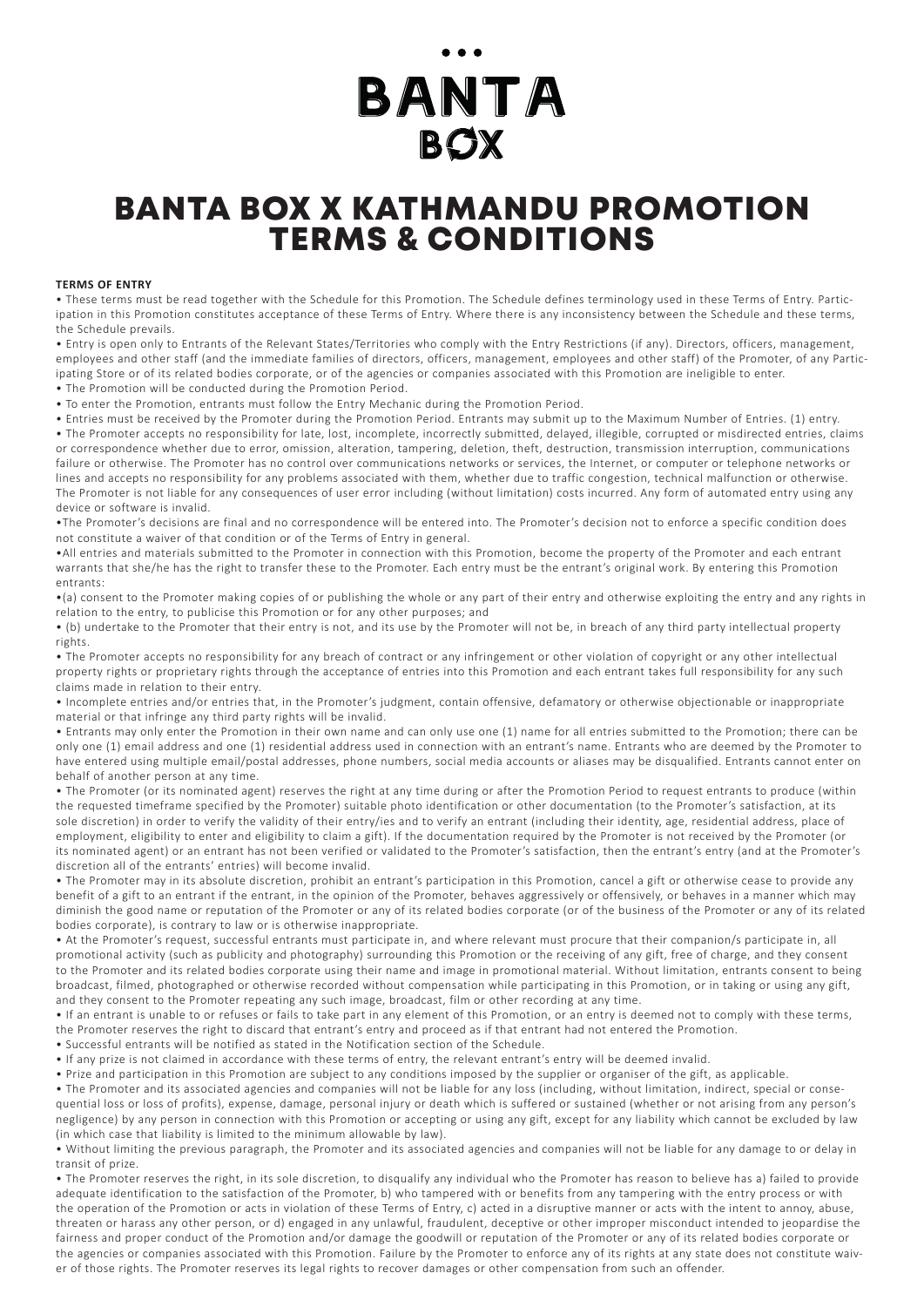# BANTA BOX

# BANTA BOX X KATHMANDU PROMOTION TERMS & CONDITIONS

**TERMS OF ENTRY**

• These terms must be read together with the Schedule for this Promotion. The Schedule defines terminology used in these Terms of Entry. Participation in this Promotion constitutes acceptance of these Terms of Entry. Where there is any inconsistency between the Schedule and these terms, the Schedule prevails.

• Entry is open only to Entrants of the Relevant States/Territories who comply with the Entry Restrictions (if any). Directors, officers, management, employees and other staff (and the immediate families of directors, officers, management, employees and other staff) of the Promoter, of any Participating Store or of its related bodies corporate, or of the agencies or companies associated with this Promotion are ineligible to enter.

• The Promotion will be conducted during the Promotion Period.

• To enter the Promotion, entrants must follow the Entry Mechanic during the Promotion Period.

• Entries must be received by the Promoter during the Promotion Period. Entrants may submit up to the Maximum Number of Entries. (1) entry.

• The Promoter accepts no responsibility for late, lost, incomplete, incorrectly submitted, delayed, illegible, corrupted or misdirected entries, claims or correspondence whether due to error, omission, alteration, tampering, deletion, theft, destruction, transmission interruption, communications failure or otherwise. The Promoter has no control over communications networks or services, the Internet, or computer or telephone networks or lines and accepts no responsibility for any problems associated with them, whether due to traffic congestion, technical malfunction or otherwise. The Promoter is not liable for any consequences of user error including (without limitation) costs incurred. Any form of automated entry using any device or software is invalid.

•The Promoter's decisions are final and no correspondence will be entered into. The Promoter's decision not to enforce a specific condition does not constitute a waiver of that condition or of the Terms of Entry in general.

•All entries and materials submitted to the Promoter in connection with this Promotion, become the property of the Promoter and each entrant warrants that she/he has the right to transfer these to the Promoter. Each entry must be the entrant's original work. By entering this Promotion entrants:

•(a) consent to the Promoter making copies of or publishing the whole or any part of their entry and otherwise exploiting the entry and any rights in relation to the entry, to publicise this Promotion or for any other purposes; and

• (b) undertake to the Promoter that their entry is not, and its use by the Promoter will not be, in breach of any third party intellectual property rights.

• The Promoter accepts no responsibility for any breach of contract or any infringement or other violation of copyright or any other intellectual property rights or proprietary rights through the acceptance of entries into this Promotion and each entrant takes full responsibility for any such claims made in relation to their entry.

• Incomplete entries and/or entries that, in the Promoter's judgment, contain offensive, defamatory or otherwise objectionable or inappropriate material or that infringe any third party rights will be invalid.

• Entrants may only enter the Promotion in their own name and can only use one (1) name for all entries submitted to the Promotion; there can be only one (1) email address and one (1) residential address used in connection with an entrant's name. Entrants who are deemed by the Promoter to have entered using multiple email/postal addresses, phone numbers, social media accounts or aliases may be disqualified. Entrants cannot enter on behalf of another person at any time.

• The Promoter (or its nominated agent) reserves the right at any time during or after the Promotion Period to request entrants to produce (within the requested timeframe specified by the Promoter) suitable photo identification or other documentation (to the Promoter's satisfaction, at its sole discretion) in order to verify the validity of their entry/ies and to verify an entrant (including their identity, age, residential address, place of employment, eligibility to enter and eligibility to claim a gift). If the documentation required by the Promoter is not received by the Promoter (or its nominated agent) or an entrant has not been verified or validated to the Promoter's satisfaction, then the entrant's entry (and at the Promoter's discretion all of the entrants' entries) will become invalid.

• The Promoter may in its absolute discretion, prohibit an entrant's participation in this Promotion, cancel a gift or otherwise cease to provide any benefit of a gift to an entrant if the entrant, in the opinion of the Promoter, behaves aggressively or offensively, or behaves in a manner which may diminish the good name or reputation of the Promoter or any of its related bodies corporate (or of the business of the Promoter or any of its related bodies corporate), is contrary to law or is otherwise inappropriate.

• At the Promoter's request, successful entrants must participate in, and where relevant must procure that their companion/s participate in, all promotional activity (such as publicity and photography) surrounding this Promotion or the receiving of any gift, free of charge, and they consent to the Promoter and its related bodies corporate using their name and image in promotional material. Without limitation, entrants consent to being broadcast, filmed, photographed or otherwise recorded without compensation while participating in this Promotion, or in taking or using any gift, and they consent to the Promoter repeating any such image, broadcast, film or other recording at any time.

• If an entrant is unable to or refuses or fails to take part in any element of this Promotion, or an entry is deemed not to comply with these terms, the Promoter reserves the right to discard that entrant's entry and proceed as if that entrant had not entered the Promotion.

• Successful entrants will be notified as stated in the Notification section of the Schedule.

• If any prize is not claimed in accordance with these terms of entry, the relevant entrant's entry will be deemed invalid.

• Prize and participation in this Promotion are subject to any conditions imposed by the supplier or organiser of the gift, as applicable.

• The Promoter and its associated agencies and companies will not be liable for any loss (including, without limitation, indirect, special or consequential loss or loss of profits), expense, damage, personal injury or death which is suffered or sustained (whether or not arising from any person's negligence) by any person in connection with this Promotion or accepting or using any gift, except for any liability which cannot be excluded by law (in which case that liability is limited to the minimum allowable by law).

• Without limiting the previous paragraph, the Promoter and its associated agencies and companies will not be liable for any damage to or delay in transit of prize.

• The Promoter reserves the right, in its sole discretion, to disqualify any individual who the Promoter has reason to believe has a) failed to provide adequate identification to the satisfaction of the Promoter, b) who tampered with or benefits from any tampering with the entry process or with the operation of the Promotion or acts in violation of these Terms of Entry, c) acted in a disruptive manner or acts with the intent to annoy, abuse, threaten or harass any other person, or d) engaged in any unlawful, fraudulent, deceptive or other improper misconduct intended to jeopardise the fairness and proper conduct of the Promotion and/or damage the goodwill or reputation of the Promoter or any of its related bodies corporate or the agencies or companies associated with this Promotion. Failure by the Promoter to enforce any of its rights at any state does not constitute waiver of those rights. The Promoter reserves its legal rights to recover damages or other compensation from such an offender.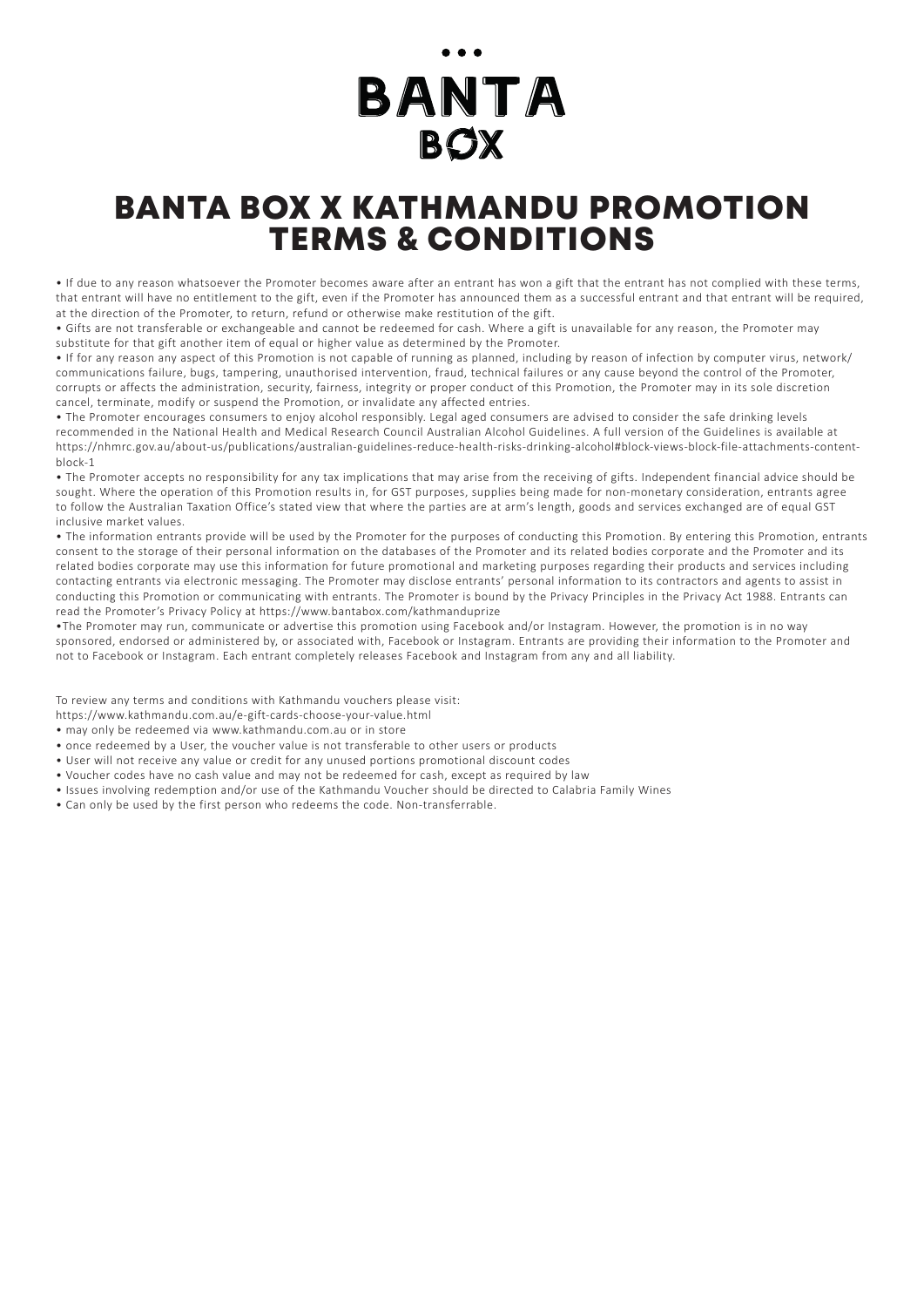# BANTA BOX

# BANTA BOX X KATHMANDU PROMOTION TERMS & CONDITIONS

- If due to any reason whatsoever the Promoter becomes aware after an entrant has won a gift that the entrant has not complied with these terms, that entrant will have no entitlement to the gift, even if the Promoter has announced them as a successful entrant and that entrant will be required, at the direction of the Promoter, to return, refund or otherwise make restitution of the gift.
- Gifts are not transferable or exchangeable and cannot be redeemed for cash. Where a gift is unavailable for any reason, the Promoter may substitute for that gift another item of equal or higher value as determined by the Promoter.
- If for any reason any aspect of this Promotion is not capable of running as planned, including by reason of infection by computer virus, network/ communications failure, bugs, tampering, unauthorised intervention, fraud, technical failures or any cause beyond the control of the Promoter, corrupts or affects the administration, security, fairness, integrity or proper conduct of this Promotion, the Promoter may in its sole discretion cancel, terminate, modify or suspend the Promotion, or invalidate any affected entries.
- The Promoter encourages consumers to enjoy alcohol responsibly. Legal aged consumers are advised to consider the safe drinking levels recommended in the National Health and Medical Research Council Australian Alcohol Guidelines. A full version of the Guidelines is available at https://nhmrc.gov.au/about-us/publications/australian-guidelines-reduce-health-risks-drinking-alcohol#block-views-block-file-attachments-content-block-1
- The Promoter accepts no responsibility for any tax implications that may arise from the receiving of gifts. Independent financial advice should be sought. Where the operation of this Promotion results in, for GST purposes, supplies being made for non-monetary consideration, entrants agree to follow the Australian Taxation Office's stated view that where the parties are at arm's length, goods and services exchanged are of equal GST inclusive market values.
- The information entrants provide will be used by the Promoter for the purposes of conducting this Promotion. By entering this Promotion, entrants consent to the storage of their personal information on the databases of the Promoter and its related bodies corporate and the Promoter and its related bodies corporate may use this information for future promotional and marketing purposes regarding their products and services including contacting entrants via electronic messaging. The Promoter may disclose entrants' personal information to its contractors and agents to assist in conducting this Promotion or communicating with entrants. The Promoter is bound by the Privacy Principles in the Privacy Act 1988. Entrants can read the Promoter's Privacy Policy at https://www.bantabox.com/kathmanduprize
- The Promoter may run, communicate or advertise this promotion using Facebook and/or Instagram. However, the promotion is in no way sponsored, endorsed or administered by, or associated with, Facebook or Instagram. Entrants are providing their information to the Promoter and not to Facebook or Instagram. Each entrant completely releases Facebook and Instagram from any and all liability.

To review any terms and conditions with Kathmandu vouchers please visit:
https://www.kathmandu.com.au/e-gift-cards-choose-your-value.html

- may only be redeemed via www.kathmandu.com.au or in store
- once redeemed by a User, the voucher value is not transferable to other users or products
- User will not receive any value or credit for any unused portions promotional discount codes
- Voucher codes have no cash value and may not be redeemed for cash, except as required by law
- Issues involving redemption and/or use of the Kathmandu Voucher should be directed to Calabria Family Wines
- Can only be used by the first person who redeems the code. Non-transferrable.